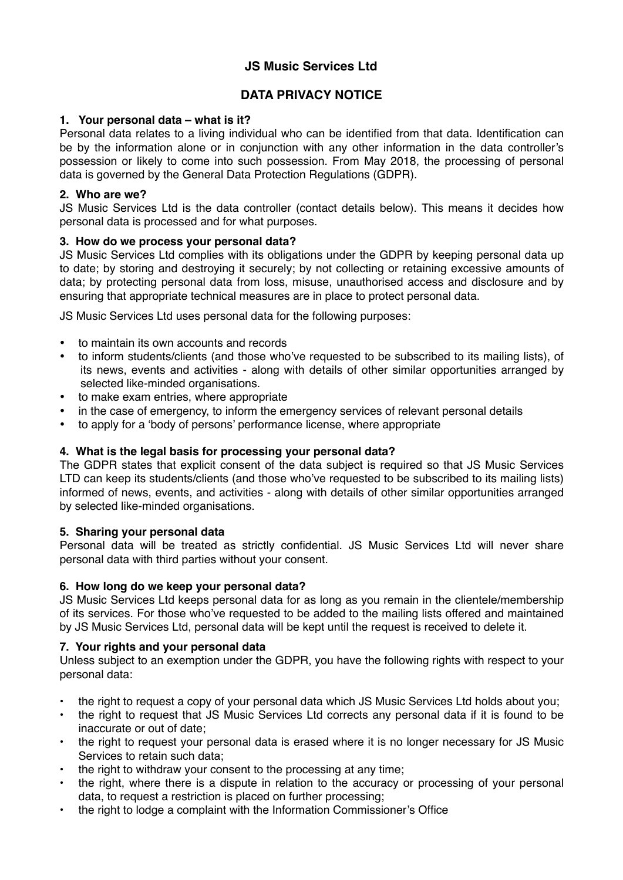# JS Music Services Ltd

## DATA PRIVACY NOTICE

### 1. Your personal data – what is it?

Personal data relates to a living individual who can be identified from that data. Identification can be by the information alone or in conjunction with any other information in the data controller's possession or likely to come into such possession. From May 2018, the processing of personal data is governed by the General Data Protection Regulations (GDPR).

### 2. Who are we?

JS Music Services Ltd is the data controller (contact details below). This means it decides how personal data is processed and for what purposes.

### 3. How do we process your personal data?

JS Music Services Ltd complies with its obligations under the GDPR by keeping personal data up to date; by storing and destroying it securely; by not collecting or retaining excessive amounts of data; by protecting personal data from loss, misuse, unauthorised access and disclosure and by ensuring that appropriate technical measures are in place to protect personal data.

JS Music Services Ltd uses personal data for the following purposes:

- to maintain its own accounts and records
- to inform students/clients (and those who've requested to be subscribed to its mailing lists), of its news, events and activities - along with details of other similar opportunities arranged by selected like-minded organisations.
- to make exam entries, where appropriate
- in the case of emergency, to inform the emergency services of relevant personal details
- to apply for a 'body of persons' performance license, where appropriate

### 4. What is the legal basis for processing your personal data?

The GDPR states that explicit consent of the data subject is required so that JS Music Services LTD can keep its students/clients (and those who've requested to be subscribed to its mailing lists) informed of news, events, and activities - along with details of other similar opportunities arranged by selected like-minded organisations.

### 5. Sharing your personal data

Personal data will be treated as strictly confidential. JS Music Services Ltd will never share personal data with third parties without your consent.

### 6. How long do we keep your personal data?

JS Music Services Ltd keeps personal data for as long as you remain in the clientele/membership of its services. For those who've requested to be added to the mailing lists offered and maintained by JS Music Services Ltd, personal data will be kept until the request is received to delete it.

### 7. Your rights and your personal data

Unless subject to an exemption under the GDPR, you have the following rights with respect to your personal data:

- the right to request a copy of your personal data which JS Music Services Ltd holds about you;
- the right to request that JS Music Services Ltd corrects any personal data if it is found to be inaccurate or out of date;
- the right to request your personal data is erased where it is no longer necessary for JS Music Services to retain such data;
- the right to withdraw your consent to the processing at any time;
- the right, where there is a dispute in relation to the accuracy or processing of your personal data, to request a restriction is placed on further processing;
- the right to lodge a complaint with the Information Commissioner's Office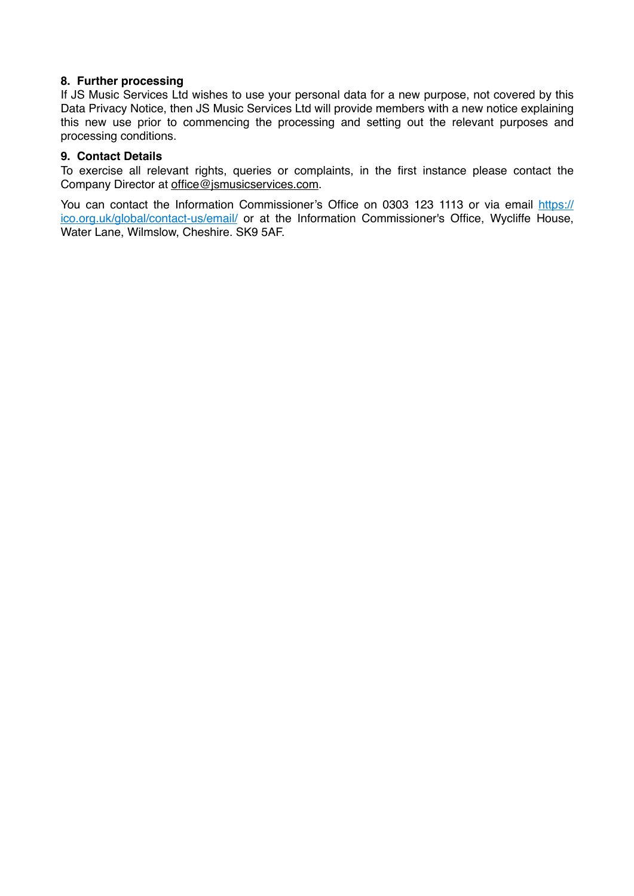**8. Further processing**

If JS Music Services Ltd wishes to use your personal data for a new purpose, not covered by this Data Privacy Notice, then JS Music Services Ltd will provide members with a new notice explaining this new use prior to commencing the processing and setting out the relevant purposes and processing conditions.

**9. Contact Details**

To exercise all relevant rights, queries or complaints, in the first instance please contact the Company Director at office@jsmusicservices.com.

You can contact the Information Commissioner's Office on 0303 123 1113 or via email https://ico.org.uk/global/contact-us/email/ or at the Information Commissioner's Office, Wycliffe House, Water Lane, Wilmslow, Cheshire. SK9 5AF.